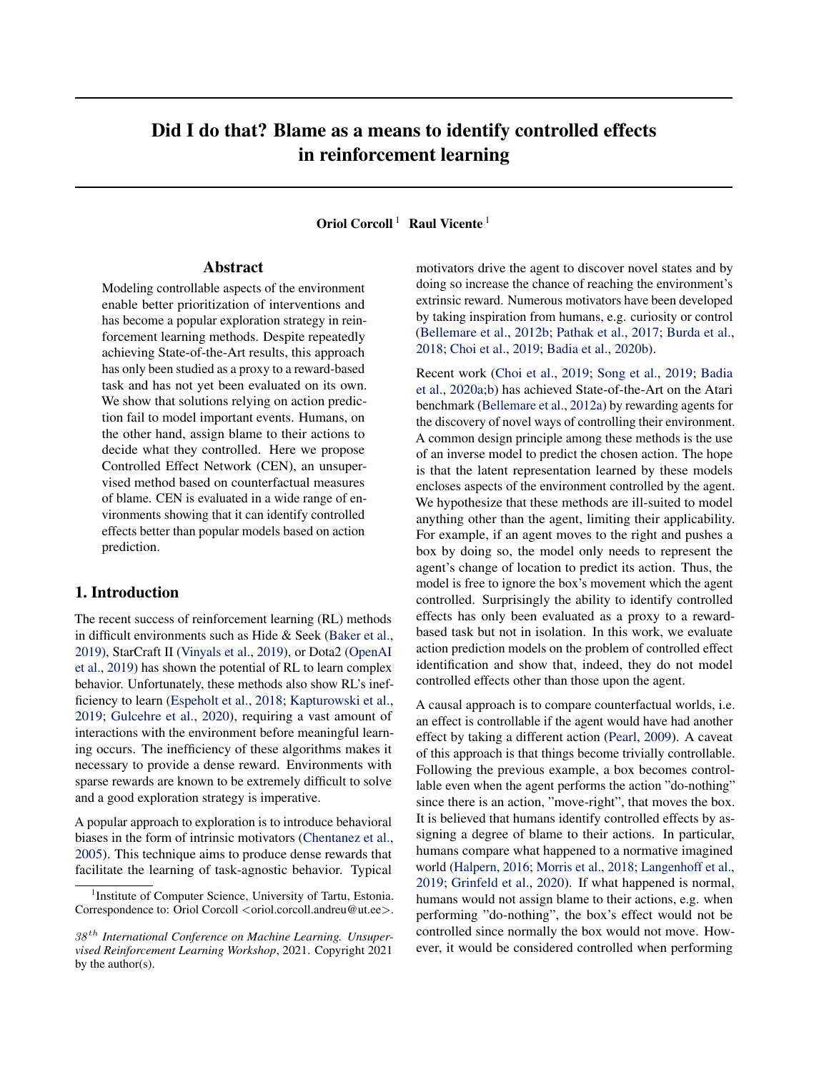# Did I do that? Blame as a means to identify controlled effects in reinforcement learning

**Oriol Corcoll** [1] **Raul Vicente** [1]

## Abstract

Modeling controllable aspects of the environment enable better prioritization of interventions and has become a popular exploration strategy in reinforcement learning methods. Despite repeatedly achieving State-of-the-Art results, this approach has only been studied as a proxy to a reward-based task and has not yet been evaluated on its own. We show that solutions relying on action prediction fail to model important events. Humans, on the other hand, assign blame to their actions to decide what they controlled. Here we propose Controlled Effect Network (CEN), an unsupervised method based on counterfactual measures of blame. CEN is evaluated in a wide range of environments showing that it can identify controlled effects better than popular models based on action prediction.

## 1. Introduction

The recent success of reinforcement learning (RL) methods in difficult environments such as Hide & Seek (Baker et al., 2019), StarCraft II (Vinyals et al., 2019), or Dota2 (OpenAI et al., 2019) has shown the potential of RL to learn complex behavior. Unfortunately, these methods also show RL's inefficiency to learn (Espeholt et al., 2018; Kapturowski et al., 2019; Gulcehre et al., 2020), requiring a vast amount of interactions with the environment before meaningful learning occurs. The inefficiency of these algorithms makes it necessary to provide a dense reward. Environments with sparse rewards are known to be extremely difficult to solve and a good exploration strategy is imperative.

A popular approach to exploration is to introduce behavioral biases in the form of intrinsic motivators (Chentanez et al., 2005). This technique aims to produce dense rewards that facilitate the learning of task-agnostic behavior. Typical motivators drive the agent to discover novel states and by doing so increase the chance of reaching the environment's extrinsic reward. Numerous motivators have been developed by taking inspiration from humans, e.g. curiosity or control (Bellemare et al., 2012b; Pathak et al., 2017; Burda et al., 2018; Choi et al., 2019; Badia et al., 2020b).

Recent work (Choi et al., 2019; Song et al., 2019; Badia et al., 2020a;b) has achieved State-of-the-Art on the Atari benchmark (Bellemare et al., 2012a) by rewarding agents for the discovery of novel ways of controlling their environment. A common design principle among these methods is the use of an inverse model to predict the chosen action. The hope is that the latent representation learned by these models encloses aspects of the environment controlled by the agent. We hypothesize that these methods are ill-suited to model anything other than the agent, limiting their applicability. For example, if an agent moves to the right and pushes a box by doing so, the model only needs to represent the agent's change of location to predict its action. Thus, the model is free to ignore the box's movement which the agent controlled. Surprisingly the ability to identify controlled effects has only been evaluated as a proxy to a reward-based task but not in isolation. In this work, we evaluate action prediction models on the problem of controlled effect identification and show that, indeed, they do not model controlled effects other than those upon the agent.

A causal approach is to compare counterfactual worlds, i.e. an effect is controllable if the agent would have had another effect by taking a different action (Pearl, 2009). A caveat of this approach is that things become trivially controllable. Following the previous example, a box becomes controllable even when the agent performs the action "do-nothing" since there is an action, "move-right", that moves the box. It is believed that humans identify controlled effects by assigning a degree of blame to their actions. In particular, humans compare what happened to a normative imagined world (Halpern, 2016; Morris et al., 2018; Langenhoff et al., 2019; Grinfeld et al., 2020). If what happened is normal, humans would not assign blame to their actions, e.g. when performing "do-nothing", the box's effect would not be controlled since normally the box would not move. However, it would be considered controlled when performing

[1] Institute of Computer Science, University of Tartu, Estonia. Correspondence to: Oriol Corcoll <oriol.corcoll.andreu@ut.ee>.

*38th International Conference on Machine Learning. Unsupervised Reinforcement Learning Workshop*, 2021. Copyright 2021 by the author(s).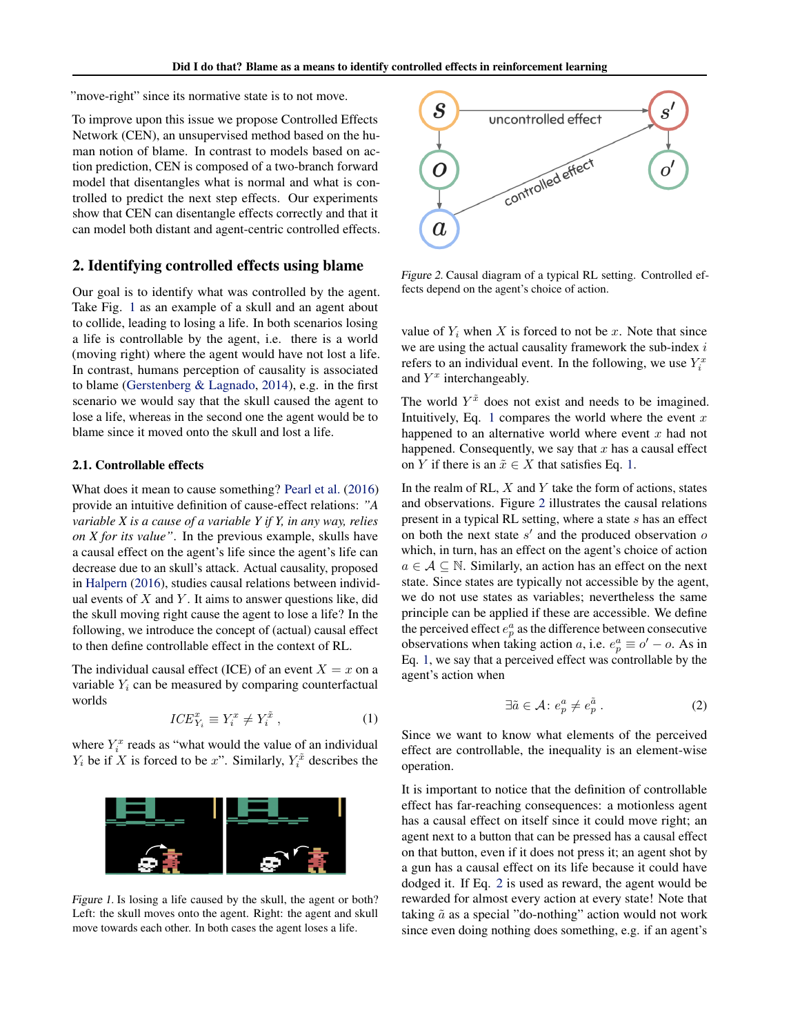"move-right" since its normative state is to not move.

To improve upon this issue we propose Controlled Effects Network (CEN), an unsupervised method based on the human notion of blame. In contrast to models based on action prediction, CEN is composed of a two-branch forward model that disentangles what is normal and what is controlled to predict the next step effects. Our experiments show that CEN can disentangle effects correctly and that it can model both distant and agent-centric controlled effects.

## 2. Identifying controlled effects using blame

Our goal is to identify what was controlled by the agent. Take Fig. 1 as an example of a skull and an agent about to collide, leading to losing a life. In both scenarios losing a life is controllable by the agent, i.e. there is a world (moving right) where the agent would have not lost a life. In contrast, humans perception of causality is associated to blame (Gerstenberg & Lagnado, 2014), e.g. in the first scenario we would say that the skull caused the agent to lose a life, whereas in the second one the agent would be to blame since it moved onto the skull and lost a life.

### 2.1. Controllable effects

What does it mean to cause something? Pearl et al. (2016) provide an intuitive definition of cause-effect relations: *"A variable X is a cause of a variable Y if Y, in any way, relies on X for its value"*. In the previous example, skulls have a causal effect on the agent's life since the agent's life can decrease due to an skull's attack. Actual causality, proposed in Halpern (2016), studies causal relations between individual events of $X$ and $Y$. It aims to answer questions like, did the skull moving right cause the agent to lose a life? In the following, we introduce the concept of (actual) causal effect to then define controllable effect in the context of RL.

The individual causal effect (ICE) of an event $X = x$ on a variable $Y_i$ can be measured by comparing counterfactual worlds

$$ICE^x_{Y_i} \equiv Y^x_i \neq Y^{\tilde{x}}_i \ , \tag{1}$$

where $Y^x_i$ reads as "what would the value of an individual $Y_i$ be if $X$ is forced to be $x$". Similarly, $Y^{\tilde{x}}_i$ describes the value of $Y_i$ when $X$ is forced to not be $x$. Note that since we are using the actual causality framework the sub-index $i$ refers to an individual event. In the following, we use $Y^x_i$ and $Y^x$ interchangeably.

*Figure 1.* Is losing a life caused by the skull, the agent or both? Left: the skull moves onto the agent. Right: the agent and skull move towards each other. In both cases the agent loses a life.

*Figure 2.* Causal diagram of a typical RL setting. Controlled effects depend on the agent's choice of action.

The world $Y^{\tilde{x}}$ does not exist and needs to be imagined. Intuitively, Eq. 1 compares the world where the event $x$ happened to an alternative world where event $x$ had not happened. Consequently, we say that $x$ has a causal effect on $Y$ if there is an $\tilde{x} \in X$ that satisfies Eq. 1.

In the realm of RL, $X$ and $Y$ take the form of actions, states and observations. Figure 2 illustrates the causal relations present in a typical RL setting, where a state $s$ has an effect on both the next state $s'$ and the produced observation $o$ which, in turn, has an effect on the agent's choice of action $a \in \mathcal{A} \subseteq \mathbb{N}$. Similarly, an action has an effect on the next state. Since states are typically not accessible by the agent, we do not use states as variables; nevertheless the same principle can be applied if these are accessible. We define the perceived effect $e^a_p$ as the difference between consecutive observations when taking action $a$, i.e. $e^a_p \equiv o' - o$. As in Eq. 1, we say that a perceived effect was controllable by the agent's action when

$$\exists \tilde{a} \in \mathcal{A} \colon e^a_p \neq e^{\tilde{a}}_p \ . \tag{2}$$

Since we want to know what elements of the perceived effect are controllable, the inequality is an element-wise operation.

It is important to notice that the definition of controllable effect has far-reaching consequences: a motionless agent has a causal effect on itself since it could move right; an agent next to a button that can be pressed has a causal effect on that button, even if it does not press it; an agent shot by a gun has a causal effect on its life because it could have dodged it. If Eq. 2 is used as reward, the agent would be rewarded for almost every action at every state! Note that taking $\tilde{a}$ as a special "do-nothing" action would not work since even doing nothing does something, e.g. if an agent's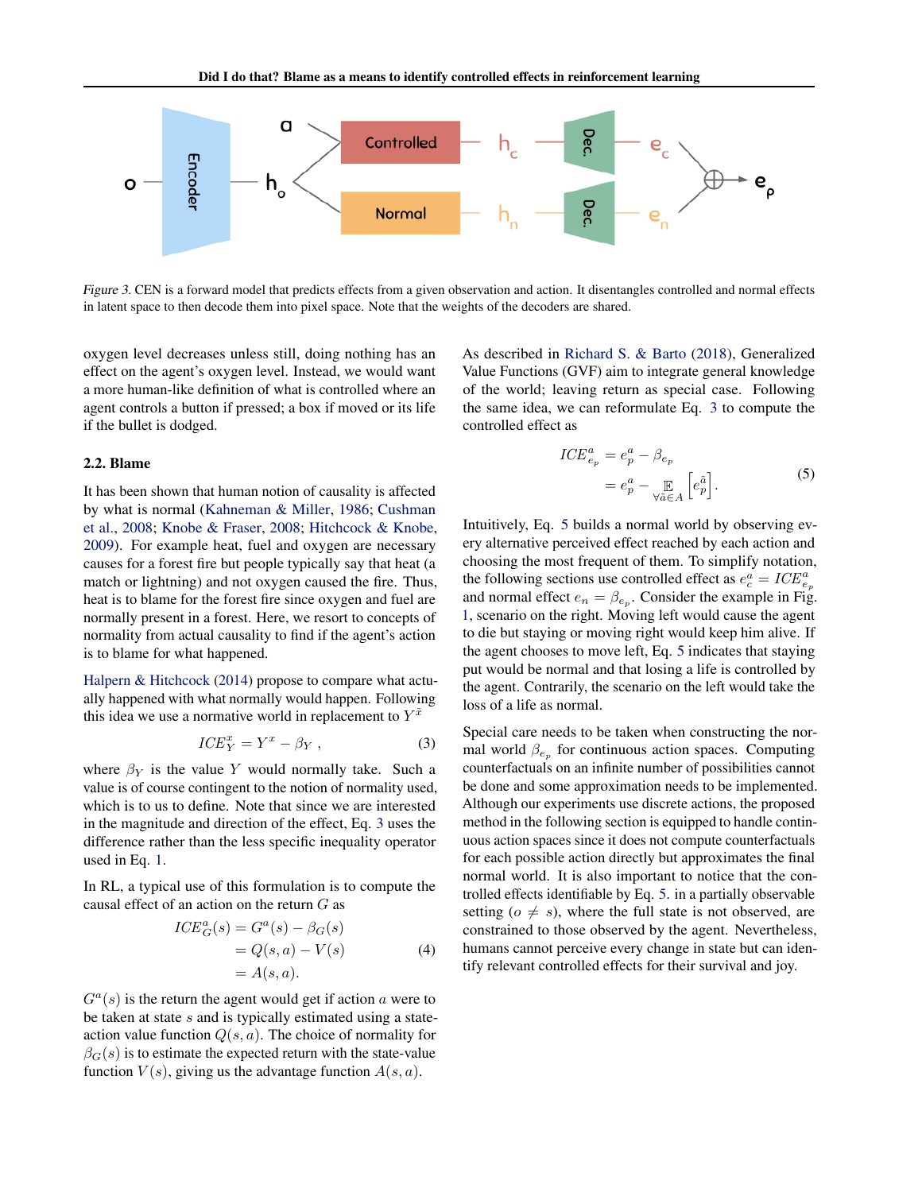Figure 3. CEN is a forward model that predicts effects from a given observation and action. It disentangles controlled and normal effects in latent space to then decode them into pixel space. Note that the weights of the decoders are shared.

oxygen level decreases unless still, doing nothing has an effect on the agent's oxygen level. Instead, we would want a more human-like definition of what is controlled where an agent controls a button if pressed; a box if moved or its life if the bullet is dodged.

### 2.2. Blame

It has been shown that human notion of causality is affected by what is normal (Kahneman & Miller, 1986; Cushman et al., 2008; Knobe & Fraser, 2008; Hitchcock & Knobe, 2009). For example heat, fuel and oxygen are necessary causes for a forest fire but people typically say that heat (a match or lightning) and not oxygen caused the fire. Thus, heat is to blame for the forest fire since oxygen and fuel are normally present in a forest. Here, we resort to concepts of normality from actual causality to find if the agent's action is to blame for what happened.

Halpern & Hitchcock (2014) propose to compare what actually happened with what normally would happen. Following this idea we use a normative world in replacement to $Y^{\tilde{x}}$

$$ICE_Y^x = Y^x - \beta_Y \;, \tag{3}$$

where $\beta_Y$ is the value $Y$ would normally take. Such a value is of course contingent to the notion of normality used, which is to us to define. Note that since we are interested in the magnitude and direction of the effect, Eq. 3 uses the difference rather than the less specific inequality operator used in Eq. 1.

In RL, a typical use of this formulation is to compute the causal effect of an action on the return $G$ as

$$\begin{aligned} ICE_G^a(s) &= G^a(s) - \beta_G(s) \\ &= Q(s,a) - V(s) \\ &= A(s,a). \end{aligned} \tag{4}$$

$G^a(s)$ is the return the agent would get if action $a$ were to be taken at state $s$ and is typically estimated using a state-action value function $Q(s,a)$. The choice of normality for $\beta_G(s)$ is to estimate the expected return with the state-value function $V(s)$, giving us the advantage function $A(s,a)$.

As described in Richard S. & Barto (2018), Generalized Value Functions (GVF) aim to integrate general knowledge of the world; leaving return as special case. Following the same idea, we can reformulate Eq. 3 to compute the controlled effect as

$$\begin{aligned} ICE_{e_p}^a &= e_p^a - \beta_{e_p} \\ &= e_p^a - \mathop{\mathbb{E}}_{\forall \tilde{a} \in A}\left[e_p^{\tilde{a}}\right]. \end{aligned} \tag{5}$$

Intuitively, Eq. 5 builds a normal world by observing every alternative perceived effect reached by each action and choosing the most frequent of them. To simplify notation, the following sections use controlled effect as $e_c^a = ICE_{e_p}^a$ and normal effect $e_n = \beta_{e_p}$. Consider the example in Fig. 1, scenario on the right. Moving left would cause the agent to die but staying or moving right would keep him alive. If the agent chooses to move left, Eq. 5 indicates that staying put would be normal and that losing a life is controlled by the agent. Contrarily, the scenario on the left would take the loss of a life as normal.

Special care needs to be taken when constructing the normal world $\beta_{e_p}$ for continuous action spaces. Computing counterfactuals on an infinite number of possibilities cannot be done and some approximation needs to be implemented. Although our experiments use discrete actions, the proposed method in the following section is equipped to handle continuous action spaces since it does not compute counterfactuals for each possible action directly but approximates the final normal world. It is also important to notice that the controlled effects identifiable by Eq. 5. in a partially observable setting ($o \neq s$), where the full state is not observed, are constrained to those observed by the agent. Nevertheless, humans cannot perceive every change in state but can identify relevant controlled effects for their survival and joy.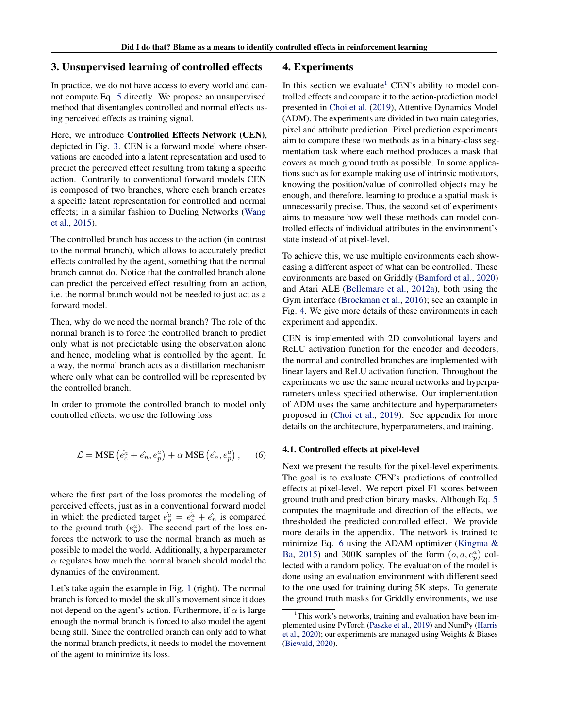## 3. Unsupervised learning of controlled effects

In practice, we do not have access to every world and cannot compute Eq. 5 directly. We propose an unsupervised method that disentangles controlled and normal effects using perceived effects as training signal.

Here, we introduce **Controlled Effects Network (CEN)**, depicted in Fig. 3. CEN is a forward model where observations are encoded into a latent representation and used to predict the perceived effect resulting from taking a specific action. Contrarily to conventional forward models CEN is composed of two branches, where each branch creates a specific latent representation for controlled and normal effects; in a similar fashion to Dueling Networks (Wang et al., 2015).

The controlled branch has access to the action (in contrast to the normal branch), which allows to accurately predict effects controlled by the agent, something that the normal branch cannot do. Notice that the controlled branch alone can predict the perceived effect resulting from an action, i.e. the normal branch would not be needed to just act as a forward model.

Then, why do we need the normal branch? The role of the normal branch is to force the controlled branch to predict only what is not predictable using the observation alone and hence, modeling what is controlled by the agent. In a way, the normal branch acts as a distillation mechanism where only what can be controlled will be represented by the controlled branch.

In order to promote the controlled branch to model only controlled effects, we use the following loss

$$\mathcal{L} = \text{MSE}\left(\hat{e_c^a} + \hat{e_n}, e_p^a\right) + \alpha \, \text{MSE}\left(\hat{e_n}, e_p^a\right), \quad (6)$$

where the first part of the loss promotes the modeling of perceived effects, just as in a conventional forward model in which the predicted target $\hat{e_p^a} = \hat{e_c^a} + \hat{e_n}$ is compared to the ground truth ($e_p^a$). The second part of the loss enforces the network to use the normal branch as much as possible to model the world. Additionally, a hyperparameter $\alpha$ regulates how much the normal branch should model the dynamics of the environment.

Let's take again the example in Fig. 1 (right). The normal branch is forced to model the skull's movement since it does not depend on the agent's action. Furthermore, if $\alpha$ is large enough the normal branch is forced to also model the agent being still. Since the controlled branch can only add to what the normal branch predicts, it needs to model the movement of the agent to minimize its loss.

## 4. Experiments

In this section we evaluate[1] CEN's ability to model controlled effects and compare it to the action-prediction model presented in Choi et al. (2019), Attentive Dynamics Model (ADM). The experiments are divided in two main categories, pixel and attribute prediction. Pixel prediction experiments aim to compare these two methods as in a binary-class segmentation task where each method produces a mask that covers as much ground truth as possible. In some applications such as for example making use of intrinsic motivators, knowing the position/value of controlled objects may be enough, and therefore, learning to produce a spatial mask is unnecessarily precise. Thus, the second set of experiments aims to measure how well these methods can model controlled effects of individual attributes in the environment's state instead of at pixel-level.

To achieve this, we use multiple environments each showcasing a different aspect of what can be controlled. These environments are based on Griddly (Bamford et al., 2020) and Atari ALE (Bellemare et al., 2012a), both using the Gym interface (Brockman et al., 2016); see an example in Fig. 4. We give more details of these environments in each experiment and appendix.

CEN is implemented with 2D convolutional layers and ReLU activation function for the encoder and decoders; the normal and controlled branches are implemented with linear layers and ReLU activation function. Throughout the experiments we use the same neural networks and hyperparameters unless specified otherwise. Our implementation of ADM uses the same architecture and hyperparameters proposed in (Choi et al., 2019). See appendix for more details on the architecture, hyperparameters, and training.

### 4.1. Controlled effects at pixel-level

Next we present the results for the pixel-level experiments. The goal is to evaluate CEN's predictions of controlled effects at pixel-level. We report pixel F1 scores between ground truth and prediction binary masks. Although Eq. 5 computes the magnitude and direction of the effects, we thresholded the predicted controlled effect. We provide more details in the appendix. The network is trained to minimize Eq. 6 using the ADAM optimizer (Kingma & Ba, 2015) and 300K samples of the form $(o, a, e_p^a)$ collected with a random policy. The evaluation of the model is done using an evaluation environment with different seed to the one used for training during 5K steps. To generate the ground truth masks for Griddly environments, we use

[1] This work's networks, training and evaluation have been implemented using PyTorch (Paszke et al., 2019) and NumPy (Harris et al., 2020); our experiments are managed using Weights & Biases (Biewald, 2020).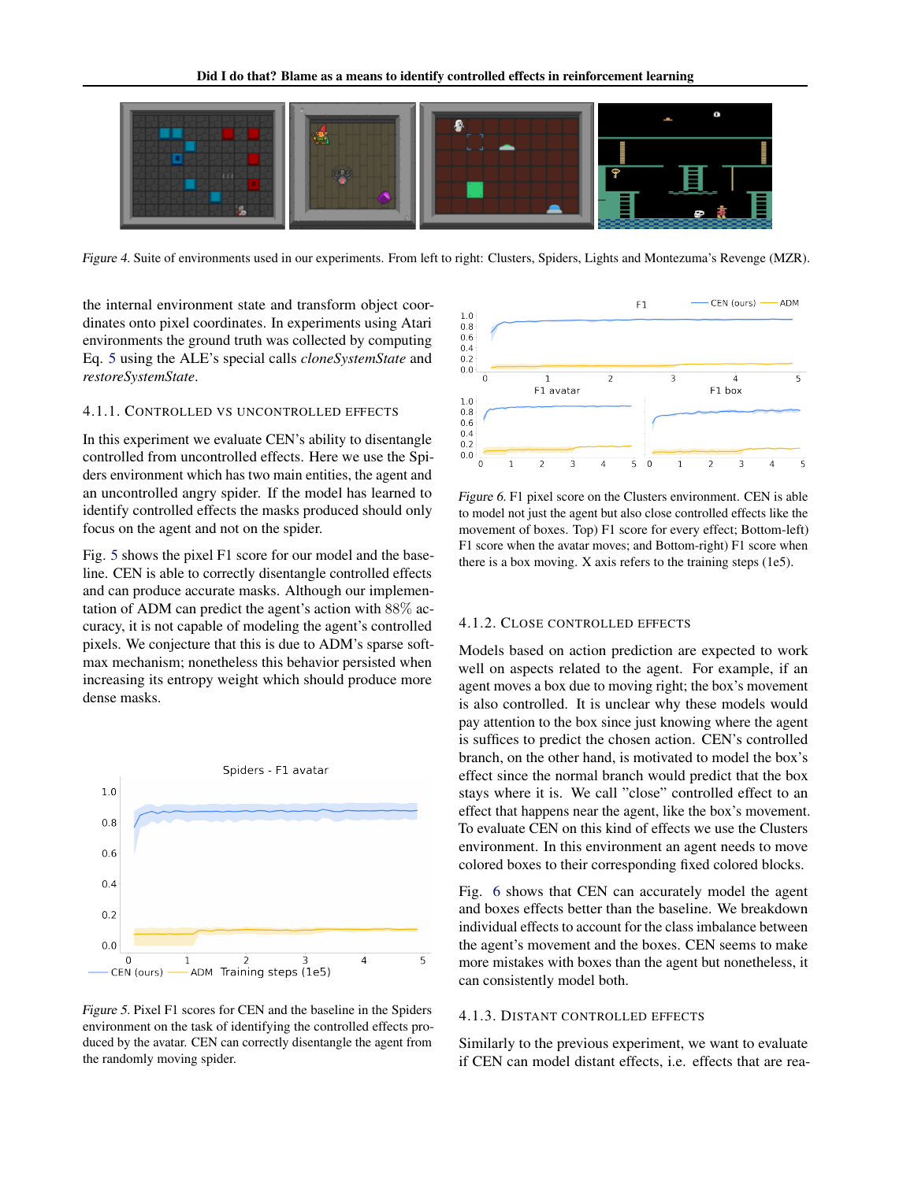Figure 4. Suite of environments used in our experiments. From left to right: Clusters, Spiders, Lights and Montezuma's Revenge (MZR).

the internal environment state and transform object coordinates onto pixel coordinates. In experiments using Atari environments the ground truth was collected by computing Eq. 5 using the ALE's special calls *cloneSystemState* and *restoreSystemState*.

#### 4.1.1. Controlled vs uncontrolled effects

In this experiment we evaluate CEN's ability to disentangle controlled from uncontrolled effects. Here we use the Spiders environment which has two main entities, the agent and an uncontrolled angry spider. If the model has learned to identify controlled effects the masks produced should only focus on the agent and not on the spider.

Fig. 5 shows the pixel F1 score for our model and the baseline. CEN is able to correctly disentangle controlled effects and can produce accurate masks. Although our implementation of ADM can predict the agent's action with $88\%$ accuracy, it is not capable of modeling the agent's controlled pixels. We conjecture that this is due to ADM's sparse softmax mechanism; nonetheless this behavior persisted when increasing its entropy weight which should produce more dense masks.

Figure 5. Pixel F1 scores for CEN and the baseline in the Spiders environment on the task of identifying the controlled effects produced by the avatar. CEN can correctly disentangle the agent from the randomly moving spider.

Figure 6. F1 pixel score on the Clusters environment. CEN is able to model not just the agent but also close controlled effects like the movement of boxes. Top) F1 score for every effect; Bottom-left) F1 score when the avatar moves; and Bottom-right) F1 score when there is a box moving. X axis refers to the training steps (1e5).

#### 4.1.2. Close controlled effects

Models based on action prediction are expected to work well on aspects related to the agent. For example, if an agent moves a box due to moving right; the box's movement is also controlled. It is unclear why these models would pay attention to the box since just knowing where the agent is suffices to predict the chosen action. CEN's controlled branch, on the other hand, is motivated to model the box's effect since the normal branch would predict that the box stays where it is. We call "close" controlled effect to an effect that happens near the agent, like the box's movement. To evaluate CEN on this kind of effects we use the Clusters environment. In this environment an agent needs to move colored boxes to their corresponding fixed colored blocks.

Fig. 6 shows that CEN can accurately model the agent and boxes effects better than the baseline. We breakdown individual effects to account for the class imbalance between the agent's movement and the boxes. CEN seems to make more mistakes with boxes than the agent but nonetheless, it can consistently model both.

#### 4.1.3. Distant controlled effects

Similarly to the previous experiment, we want to evaluate if CEN can model distant effects, i.e. effects that are rea-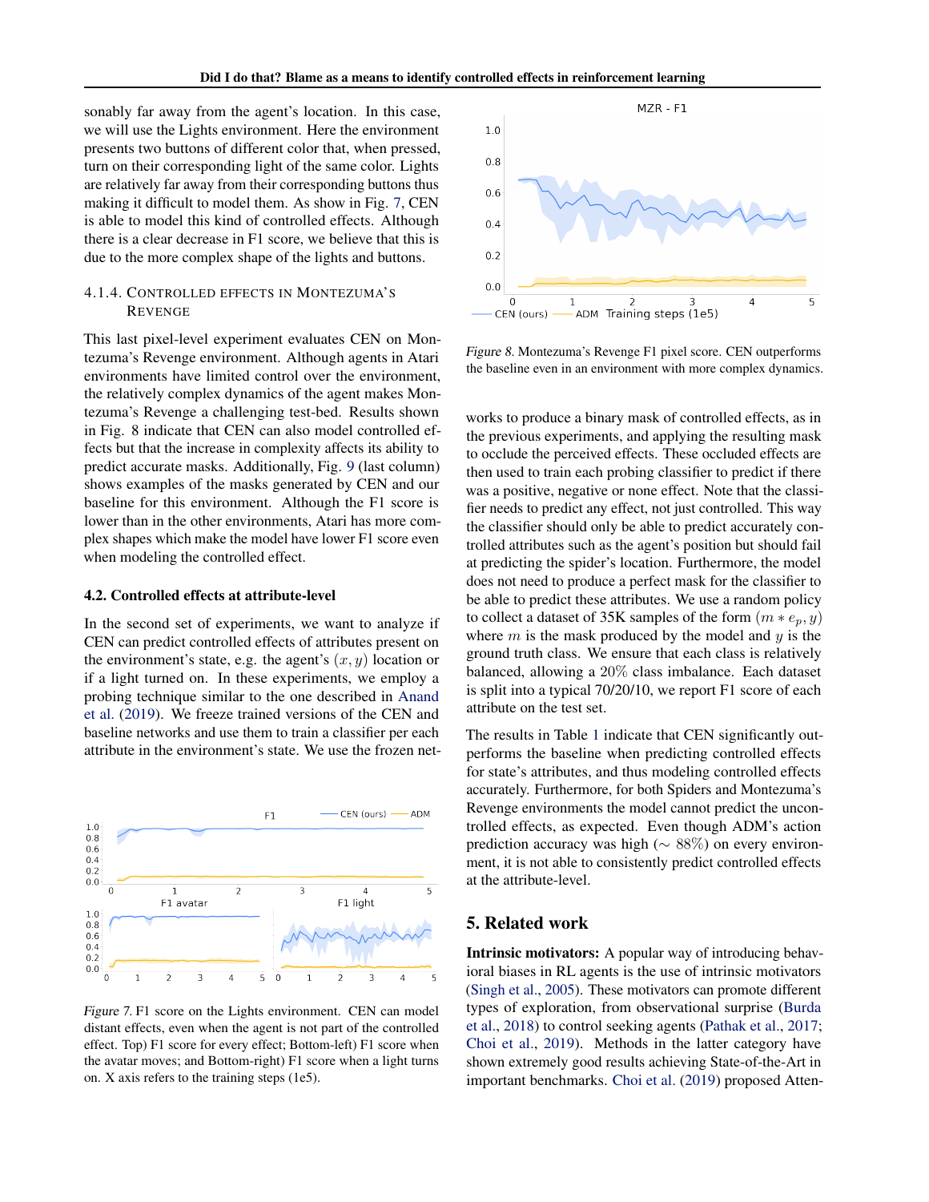sonably far away from the agent's location. In this case, we will use the Lights environment. Here the environment presents two buttons of different color that, when pressed, turn on their corresponding light of the same color. Lights are relatively far away from their corresponding buttons thus making it difficult to model them. As show in Fig. 7, CEN is able to model this kind of controlled effects. Although there is a clear decrease in F1 score, we believe that this is due to the more complex shape of the lights and buttons.

#### 4.1.4. Controlled effects in Montezuma's Revenge

This last pixel-level experiment evaluates CEN on Montezuma's Revenge environment. Although agents in Atari environments have limited control over the environment, the relatively complex dynamics of the agent makes Montezuma's Revenge a challenging test-bed. Results shown in Fig. 8 indicate that CEN can also model controlled effects but that the increase in complexity affects its ability to predict accurate masks. Additionally, Fig. 9 (last column) shows examples of the masks generated by CEN and our baseline for this environment. Although the F1 score is lower than in the other environments, Atari has more complex shapes which make the model have lower F1 score even when modeling the controlled effect.

### 4.2. Controlled effects at attribute-level

In the second set of experiments, we want to analyze if CEN can predict controlled effects of attributes present on the environment's state, e.g. the agent's $(x, y)$ location or if a light turned on. In these experiments, we employ a probing technique similar to the one described in Anand et al. (2019). We freeze trained versions of the CEN and baseline networks and use them to train a classifier per each attribute in the environment's state. We use the frozen networks to produce a binary mask of controlled effects, as in the previous experiments, and applying the resulting mask to occlude the perceived effects. These occluded effects are then used to train each probing classifier to predict if there was a positive, negative or none effect. Note that the classifier needs to predict any effect, not just controlled. This way the classifier should only be able to predict accurately controlled attributes such as the agent's position but should fail at predicting the spider's location. Furthermore, the model does not need to produce a perfect mask for the classifier to be able to predict these attributes. We use a random policy to collect a dataset of 35K samples of the form $(m * e_p, y)$ where $m$ is the mask produced by the model and $y$ is the ground truth class. We ensure that each class is relatively balanced, allowing a 20% class imbalance. Each dataset is split into a typical 70/20/10, we report F1 score of each attribute on the test set.

Figure 7. F1 score on the Lights environment. CEN can model distant effects, even when the agent is not part of the controlled effect. Top) F1 score for every effect; Bottom-left) F1 score when the avatar moves; and Bottom-right) F1 score when a light turns on. X axis refers to the training steps (1e5).

Figure 8. Montezuma's Revenge F1 pixel score. CEN outperforms the baseline even in an environment with more complex dynamics.

The results in Table 1 indicate that CEN significantly outperforms the baseline when predicting controlled effects for state's attributes, and thus modeling controlled effects accurately. Furthermore, for both Spiders and Montezuma's Revenge environments the model cannot predict the uncontrolled effects, as expected. Even though ADM's action prediction accuracy was high ($\sim 88\%$) on every environment, it is not able to consistently predict controlled effects at the attribute-level.

## 5. Related work

**Intrinsic motivators:** A popular way of introducing behavioral biases in RL agents is the use of intrinsic motivators (Singh et al., 2005). These motivators can promote different types of exploration, from observational surprise (Burda et al., 2018) to control seeking agents (Pathak et al., 2017; Choi et al., 2019). Methods in the latter category have shown extremely good results achieving State-of-the-Art in important benchmarks. Choi et al. (2019) proposed Atten-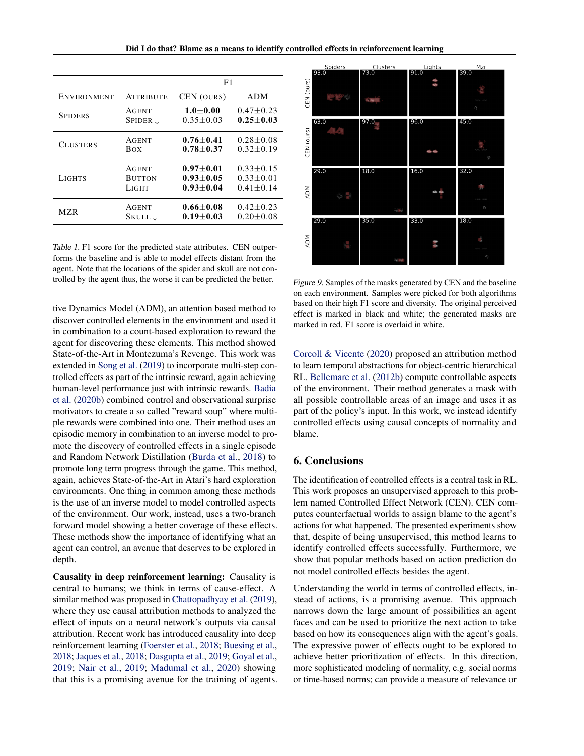| Environment | Attribute | F1 | |
|---|---|---|---|
| | | CEN (ours) | ADM |
| Spiders | Agent | **1.0±0.00** | 0.47±0.23 |
| | Spider ↓ | 0.35±0.03 | **0.25±0.03** |
| Clusters | Agent | **0.76±0.41** | 0.28±0.08 |
| | Box | **0.78±0.37** | 0.32±0.19 |
| Lights | Agent | **0.97±0.01** | 0.33±0.15 |
| | Button | **0.93±0.05** | 0.33±0.01 |
| | Light | **0.93±0.04** | 0.41±0.14 |
| MZR | Agent | **0.66±0.08** | 0.42±0.23 |
| | Skull ↓ | **0.19±0.03** | 0.20±0.08 |

*Table 1.* F1 score for the predicted state attributes. CEN outperforms the baseline and is able to model effects distant from the agent. Note that the locations of the spider and skull are not controlled by the agent thus, the worse it can be predicted the better.

*Figure 9.* Samples of the masks generated by CEN and the baseline on each environment. Samples were picked for both algorithms based on their high F1 score and diversity. The original perceived effect is marked in black and white; the generated masks are marked in red. F1 score is overlaid in white.

tive Dynamics Model (ADM), an attention based method to discover controlled elements in the environment and used it in combination to a count-based exploration to reward the agent for discovering these elements. This method showed State-of-the-Art in Montezuma's Revenge. This work was extended in Song et al. (2019) to incorporate multi-step controlled effects as part of the intrinsic reward, again achieving human-level performance just with intrinsic rewards. Badia et al. (2020b) combined control and observational surprise motivators to create a so called "reward soup" where multiple rewards were combined into one. Their method uses an episodic memory in combination to an inverse model to promote the discovery of controlled effects in a single episode and Random Network Distillation (Burda et al., 2018) to promote long term progress through the game. This method, again, achieves State-of-the-Art in Atari's hard exploration environments. One thing in common among these methods is the use of an inverse model to model controlled aspects of the environment. Our work, instead, uses a two-branch forward model showing a better coverage of these effects. These methods show the importance of identifying what an agent can control, an avenue that deserves to be explored in depth.

**Causality in deep reinforcement learning:** Causality is central to humans; we think in terms of cause-effect. A similar method was proposed in Chattopadhyay et al. (2019), where they use causal attribution methods to analyzed the effect of inputs on a neural network's outputs via causal attribution. Recent work has introduced causality into deep reinforcement learning (Foerster et al., 2018; Buesing et al., 2018; Jaques et al., 2018; Dasgupta et al., 2019; Goyal et al., 2019; Nair et al., 2019; Madumal et al., 2020) showing that this is a promising avenue for the training of agents.

Corcoll & Vicente (2020) proposed an attribution method to learn temporal abstractions for object-centric hierarchical RL. Bellemare et al. (2012b) compute controllable aspects of the environment. Their method generates a mask with all possible controllable areas of an image and uses it as part of the policy's input. In this work, we instead identify controlled effects using causal concepts of normality and blame.

## 6. Conclusions

The identification of controlled effects is a central task in RL. This work proposes an unsupervised approach to this problem named Controlled Effect Network (CEN). CEN computes counterfactual worlds to assign blame to the agent's actions for what happened. The presented experiments show that, despite of being unsupervised, this method learns to identify controlled effects successfully. Furthermore, we show that popular methods based on action prediction do not model controlled effects besides the agent.

Understanding the world in terms of controlled effects, instead of actions, is a promising avenue. This approach narrows down the large amount of possibilities an agent faces and can be used to prioritize the next action to take based on how its consequences align with the agent's goals. The expressive power of effects ought to be explored to achieve better prioritization of effects. In this direction, more sophisticated modeling of normality, e.g. social norms or time-based norms; can provide a measure of relevance or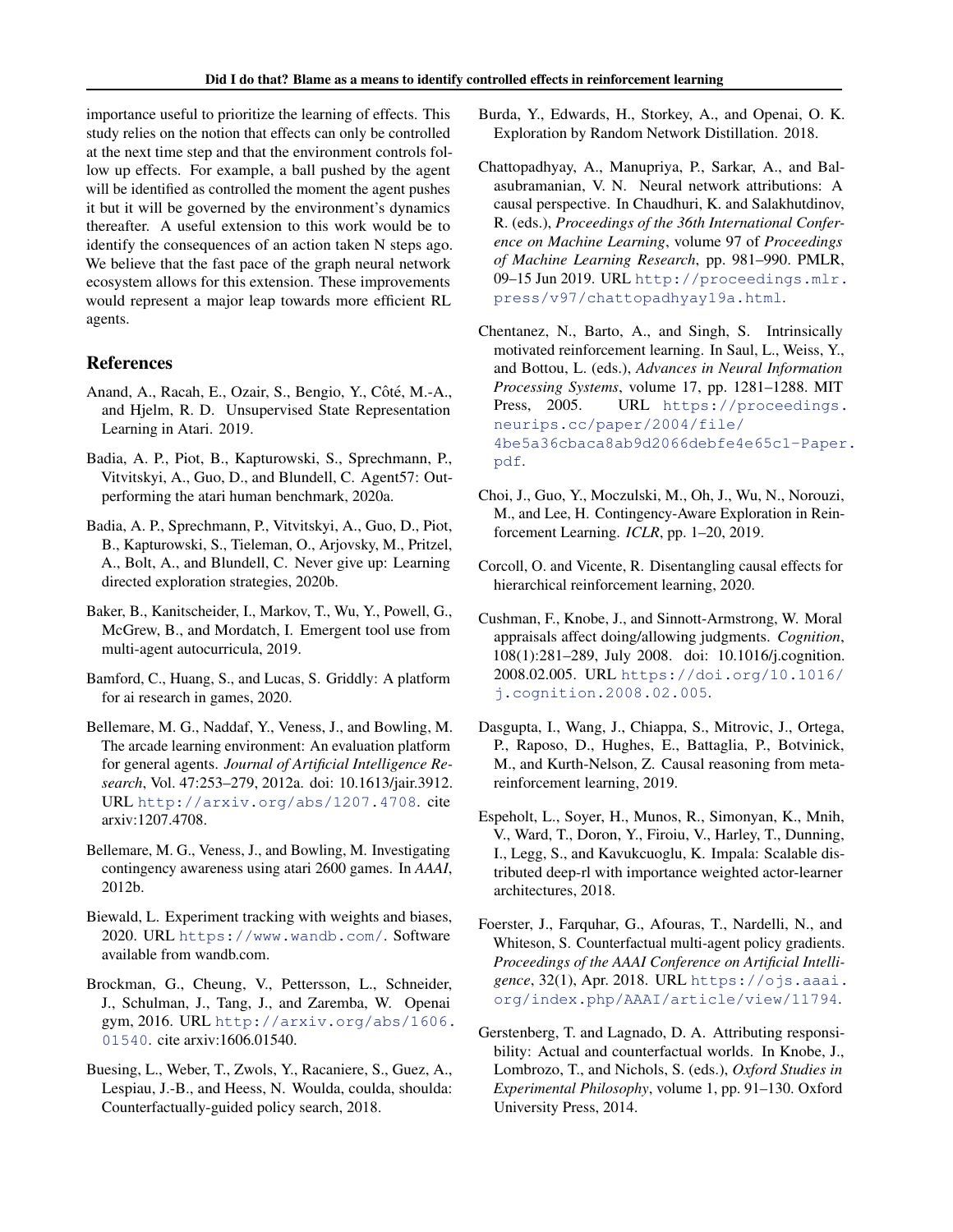importance useful to prioritize the learning of effects. This study relies on the notion that effects can only be controlled at the next time step and that the environment controls follow up effects. For example, a ball pushed by the agent will be identified as controlled the moment the agent pushes it but it will be governed by the environment's dynamics thereafter. A useful extension to this work would be to identify the consequences of an action taken N steps ago. We believe that the fast pace of the graph neural network ecosystem allows for this extension. These improvements would represent a major leap towards more efficient RL agents.

## References

Anand, A., Racah, E., Ozair, S., Bengio, Y., Côté, M.-A., and Hjelm, R. D. Unsupervised State Representation Learning in Atari. 2019.

Badia, A. P., Piot, B., Kapturowski, S., Sprechmann, P., Vitvitskyi, A., Guo, D., and Blundell, C. Agent57: Outperforming the atari human benchmark, 2020a.

Badia, A. P., Sprechmann, P., Vitvitskyi, A., Guo, D., Piot, B., Kapturowski, S., Tieleman, O., Arjovsky, M., Pritzel, A., Bolt, A., and Blundell, C. Never give up: Learning directed exploration strategies, 2020b.

Baker, B., Kanitscheider, I., Markov, T., Wu, Y., Powell, G., McGrew, B., and Mordatch, I. Emergent tool use from multi-agent autocurricula, 2019.

Bamford, C., Huang, S., and Lucas, S. Griddly: A platform for ai research in games, 2020.

Bellemare, M. G., Naddaf, Y., Veness, J., and Bowling, M. The arcade learning environment: An evaluation platform for general agents. *Journal of Artificial Intelligence Research*, Vol. 47:253–279, 2012a. doi: 10.1613/jair.3912. URL http://arxiv.org/abs/1207.4708. cite arxiv:1207.4708.

Bellemare, M. G., Veness, J., and Bowling, M. Investigating contingency awareness using atari 2600 games. In *AAAI*, 2012b.

Biewald, L. Experiment tracking with weights and biases, 2020. URL https://www.wandb.com/. Software available from wandb.com.

Brockman, G., Cheung, V., Pettersson, L., Schneider, J., Schulman, J., Tang, J., and Zaremba, W. Openai gym, 2016. URL http://arxiv.org/abs/1606.01540. cite arxiv:1606.01540.

Buesing, L., Weber, T., Zwols, Y., Racaniere, S., Guez, A., Lespiau, J.-B., and Heess, N. Woulda, coulda, shoulda: Counterfactually-guided policy search, 2018.

Burda, Y., Edwards, H., Storkey, A., and Openai, O. K. Exploration by Random Network Distillation. 2018.

Chattopadhyay, A., Manupriya, P., Sarkar, A., and Balasubramanian, V. N. Neural network attributions: A causal perspective. In Chaudhuri, K. and Salakhutdinov, R. (eds.), *Proceedings of the 36th International Conference on Machine Learning*, volume 97 of *Proceedings of Machine Learning Research*, pp. 981–990. PMLR, 09–15 Jun 2019. URL http://proceedings.mlr.press/v97/chattopadhyay19a.html.

Chentanez, N., Barto, A., and Singh, S. Intrinsically motivated reinforcement learning. In Saul, L., Weiss, Y., and Bottou, L. (eds.), *Advances in Neural Information Processing Systems*, volume 17, pp. 1281–1288. MIT Press, 2005. URL https://proceedings.neurips.cc/paper/2004/file/4be5a36cbaca8ab9d2066debfe4e65c1-Paper.pdf.

Choi, J., Guo, Y., Moczulski, M., Oh, J., Wu, N., Norouzi, M., and Lee, H. Contingency-Aware Exploration in Reinforcement Learning. *ICLR*, pp. 1–20, 2019.

Corcoll, O. and Vicente, R. Disentangling causal effects for hierarchical reinforcement learning, 2020.

Cushman, F., Knobe, J., and Sinnott-Armstrong, W. Moral appraisals affect doing/allowing judgments. *Cognition*, 108(1):281–289, July 2008. doi: 10.1016/j.cognition.2008.02.005. URL https://doi.org/10.1016/j.cognition.2008.02.005.

Dasgupta, I., Wang, J., Chiappa, S., Mitrovic, J., Ortega, P., Raposo, D., Hughes, E., Battaglia, P., Botvinick, M., and Kurth-Nelson, Z. Causal reasoning from meta-reinforcement learning, 2019.

Espeholt, L., Soyer, H., Munos, R., Simonyan, K., Mnih, V., Ward, T., Doron, Y., Firoiu, V., Harley, T., Dunning, I., Legg, S., and Kavukcuoglu, K. Impala: Scalable distributed deep-rl with importance weighted actor-learner architectures, 2018.

Foerster, J., Farquhar, G., Afouras, T., Nardelli, N., and Whiteson, S. Counterfactual multi-agent policy gradients. *Proceedings of the AAAI Conference on Artificial Intelligence*, 32(1), Apr. 2018. URL https://ojs.aaai.org/index.php/AAAI/article/view/11794.

Gerstenberg, T. and Lagnado, D. A. Attributing responsibility: Actual and counterfactual worlds. In Knobe, J., Lombrozo, T., and Nichols, S. (eds.), *Oxford Studies in Experimental Philosophy*, volume 1, pp. 91–130. Oxford University Press, 2014.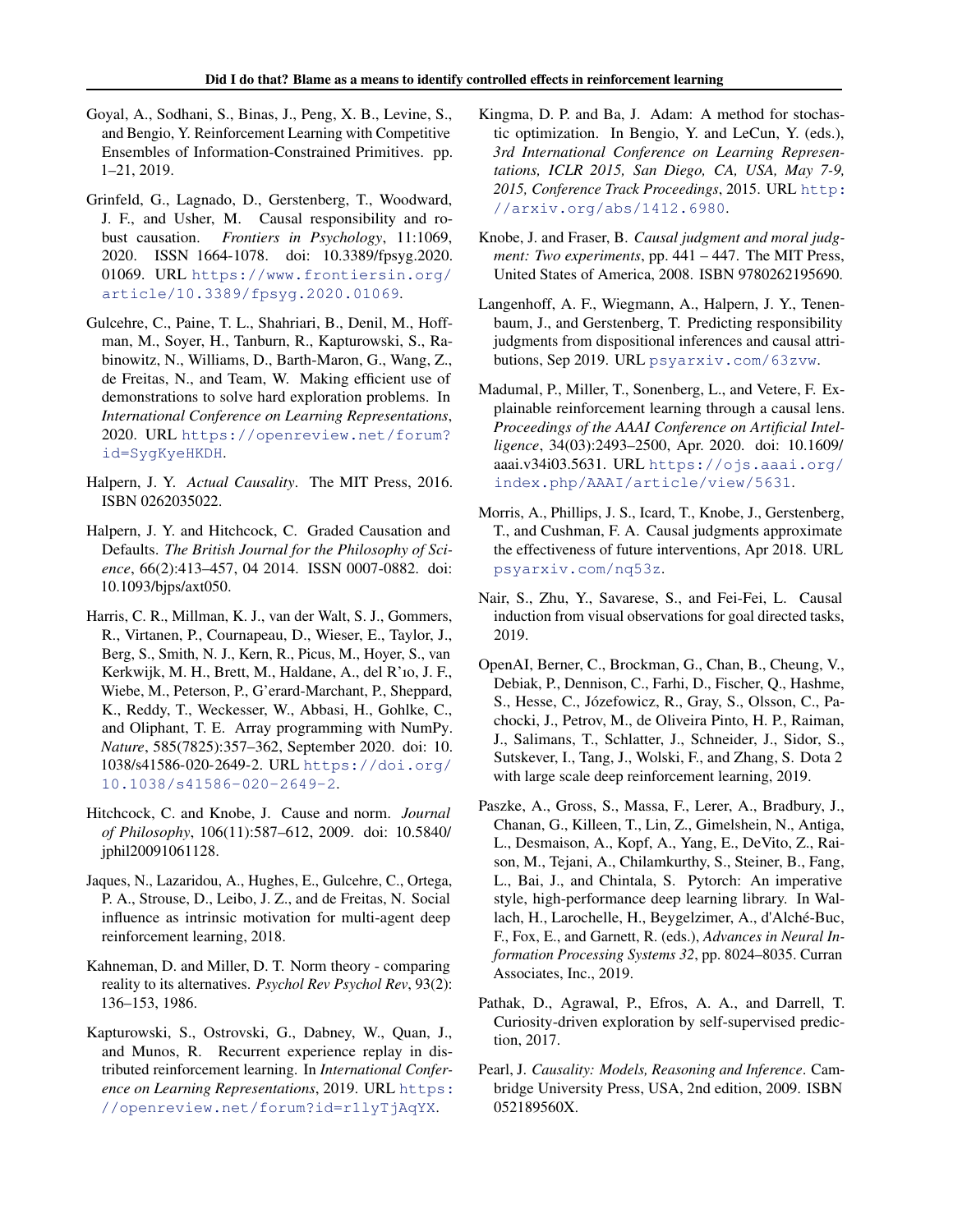Goyal, A., Sodhani, S., Binas, J., Peng, X. B., Levine, S., and Bengio, Y. Reinforcement Learning with Competitive Ensembles of Information-Constrained Primitives. pp. 1–21, 2019.

Grinfeld, G., Lagnado, D., Gerstenberg, T., Woodward, J. F., and Usher, M. Causal responsibility and robust causation. *Frontiers in Psychology*, 11:1069, 2020. ISSN 1664-1078. doi: 10.3389/fpsyg.2020.01069. URL https://www.frontiersin.org/article/10.3389/fpsyg.2020.01069.

Gulcehre, C., Paine, T. L., Shahriari, B., Denil, M., Hoffman, M., Soyer, H., Tanburn, R., Kapturowski, S., Rabinowitz, N., Williams, D., Barth-Maron, G., Wang, Z., de Freitas, N., and Team, W. Making efficient use of demonstrations to solve hard exploration problems. In *International Conference on Learning Representations*, 2020. URL https://openreview.net/forum?id=SygKyeHKDH.

Halpern, J. Y. *Actual Causality*. The MIT Press, 2016. ISBN 0262035022.

Halpern, J. Y. and Hitchcock, C. Graded Causation and Defaults. *The British Journal for the Philosophy of Science*, 66(2):413–457, 04 2014. ISSN 0007-0882. doi: 10.1093/bjps/axt050.

Harris, C. R., Millman, K. J., van der Walt, S. J., Gommers, R., Virtanen, P., Cournapeau, D., Wieser, E., Taylor, J., Berg, S., Smith, N. J., Kern, R., Picus, M., Hoyer, S., van Kerkwijk, M. H., Brett, M., Haldane, A., del R'ıo, J. F., Wiebe, M., Peterson, P., G'erard-Marchant, P., Sheppard, K., Reddy, T., Weckesser, W., Abbasi, H., Gohlke, C., and Oliphant, T. E. Array programming with NumPy. *Nature*, 585(7825):357–362, September 2020. doi: 10.1038/s41586-020-2649-2. URL https://doi.org/10.1038/s41586-020-2649-2.

Hitchcock, C. and Knobe, J. Cause and norm. *Journal of Philosophy*, 106(11):587–612, 2009. doi: 10.5840/jphil20091061128.

Jaques, N., Lazaridou, A., Hughes, E., Gulcehre, C., Ortega, P. A., Strouse, D., Leibo, J. Z., and de Freitas, N. Social influence as intrinsic motivation for multi-agent deep reinforcement learning, 2018.

Kahneman, D. and Miller, D. T. Norm theory - comparing reality to its alternatives. *Psychol Rev Psychol Rev*, 93(2): 136–153, 1986.

Kapturowski, S., Ostrovski, G., Dabney, W., Quan, J., and Munos, R. Recurrent experience replay in distributed reinforcement learning. In *International Conference on Learning Representations*, 2019. URL https://openreview.net/forum?id=r1lyTjAqYX.

Kingma, D. P. and Ba, J. Adam: A method for stochastic optimization. In Bengio, Y. and LeCun, Y. (eds.), *3rd International Conference on Learning Representations, ICLR 2015, San Diego, CA, USA, May 7-9, 2015, Conference Track Proceedings*, 2015. URL http://arxiv.org/abs/1412.6980.

Knobe, J. and Fraser, B. *Causal judgment and moral judgment: Two experiments*, pp. 441 – 447. The MIT Press, United States of America, 2008. ISBN 9780262195690.

Langenhoff, A. F., Wiegmann, A., Halpern, J. Y., Tenenbaum, J., and Gerstenberg, T. Predicting responsibility judgments from dispositional inferences and causal attributions, Sep 2019. URL psyarxiv.com/63zvw.

Madumal, P., Miller, T., Sonenberg, L., and Vetere, F. Explainable reinforcement learning through a causal lens. *Proceedings of the AAAI Conference on Artificial Intelligence*, 34(03):2493–2500, Apr. 2020. doi: 10.1609/aaai.v34i03.5631. URL https://ojs.aaai.org/index.php/AAAI/article/view/5631.

Morris, A., Phillips, J. S., Icard, T., Knobe, J., Gerstenberg, T., and Cushman, F. A. Causal judgments approximate the effectiveness of future interventions, Apr 2018. URL psyarxiv.com/nq53z.

Nair, S., Zhu, Y., Savarese, S., and Fei-Fei, L. Causal induction from visual observations for goal directed tasks, 2019.

OpenAI, Berner, C., Brockman, G., Chan, B., Cheung, V., Debiak, P., Dennison, C., Farhi, D., Fischer, Q., Hashme, S., Hesse, C., Józefowicz, R., Gray, S., Olsson, C., Pachocki, J., Petrov, M., de Oliveira Pinto, H. P., Raiman, J., Salimans, T., Schlatter, J., Schneider, J., Sidor, S., Sutskever, I., Tang, J., Wolski, F., and Zhang, S. Dota 2 with large scale deep reinforcement learning, 2019.

Paszke, A., Gross, S., Massa, F., Lerer, A., Bradbury, J., Chanan, G., Killeen, T., Lin, Z., Gimelshein, N., Antiga, L., Desmaison, A., Kopf, A., Yang, E., DeVito, Z., Raison, M., Tejani, A., Chilamkurthy, S., Steiner, B., Fang, L., Bai, J., and Chintala, S. Pytorch: An imperative style, high-performance deep learning library. In Wallach, H., Larochelle, H., Beygelzimer, A., d'Alché-Buc, F., Fox, E., and Garnett, R. (eds.), *Advances in Neural Information Processing Systems 32*, pp. 8024–8035. Curran Associates, Inc., 2019.

Pathak, D., Agrawal, P., Efros, A. A., and Darrell, T. Curiosity-driven exploration by self-supervised prediction, 2017.

Pearl, J. *Causality: Models, Reasoning and Inference*. Cambridge University Press, USA, 2nd edition, 2009. ISBN 052189560X.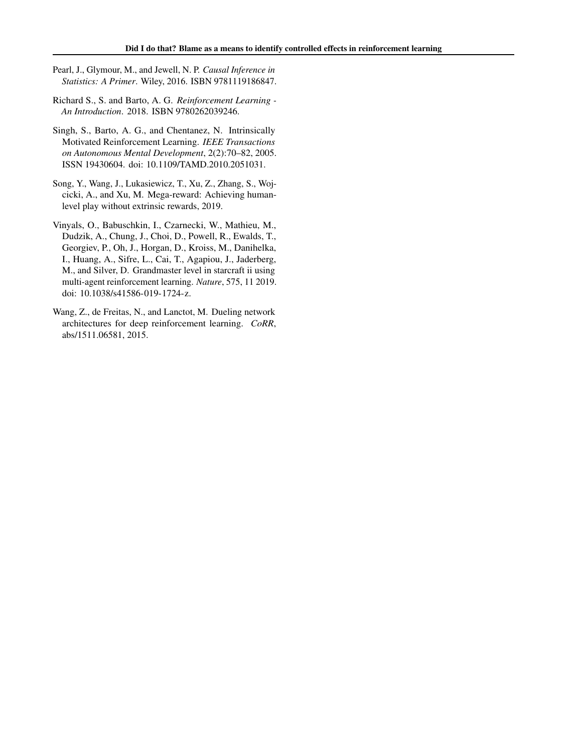Pearl, J., Glymour, M., and Jewell, N. P. *Causal Inference in Statistics: A Primer*. Wiley, 2016. ISBN 9781119186847.

Richard S., S. and Barto, A. G. *Reinforcement Learning - An Introduction*. 2018. ISBN 9780262039246.

Singh, S., Barto, A. G., and Chentanez, N. Intrinsically Motivated Reinforcement Learning. *IEEE Transactions on Autonomous Mental Development*, 2(2):70–82, 2005. ISSN 19430604. doi: 10.1109/TAMD.2010.2051031.

Song, Y., Wang, J., Lukasiewicz, T., Xu, Z., Zhang, S., Wojcicki, A., and Xu, M. Mega-reward: Achieving human-level play without extrinsic rewards, 2019.

Vinyals, O., Babuschkin, I., Czarnecki, W., Mathieu, M., Dudzik, A., Chung, J., Choi, D., Powell, R., Ewalds, T., Georgiev, P., Oh, J., Horgan, D., Kroiss, M., Danihelka, I., Huang, A., Sifre, L., Cai, T., Agapiou, J., Jaderberg, M., and Silver, D. Grandmaster level in starcraft ii using multi-agent reinforcement learning. *Nature*, 575, 11 2019. doi: 10.1038/s41586-019-1724-z.

Wang, Z., de Freitas, N., and Lanctot, M. Dueling network architectures for deep reinforcement learning. *CoRR*, abs/1511.06581, 2015.